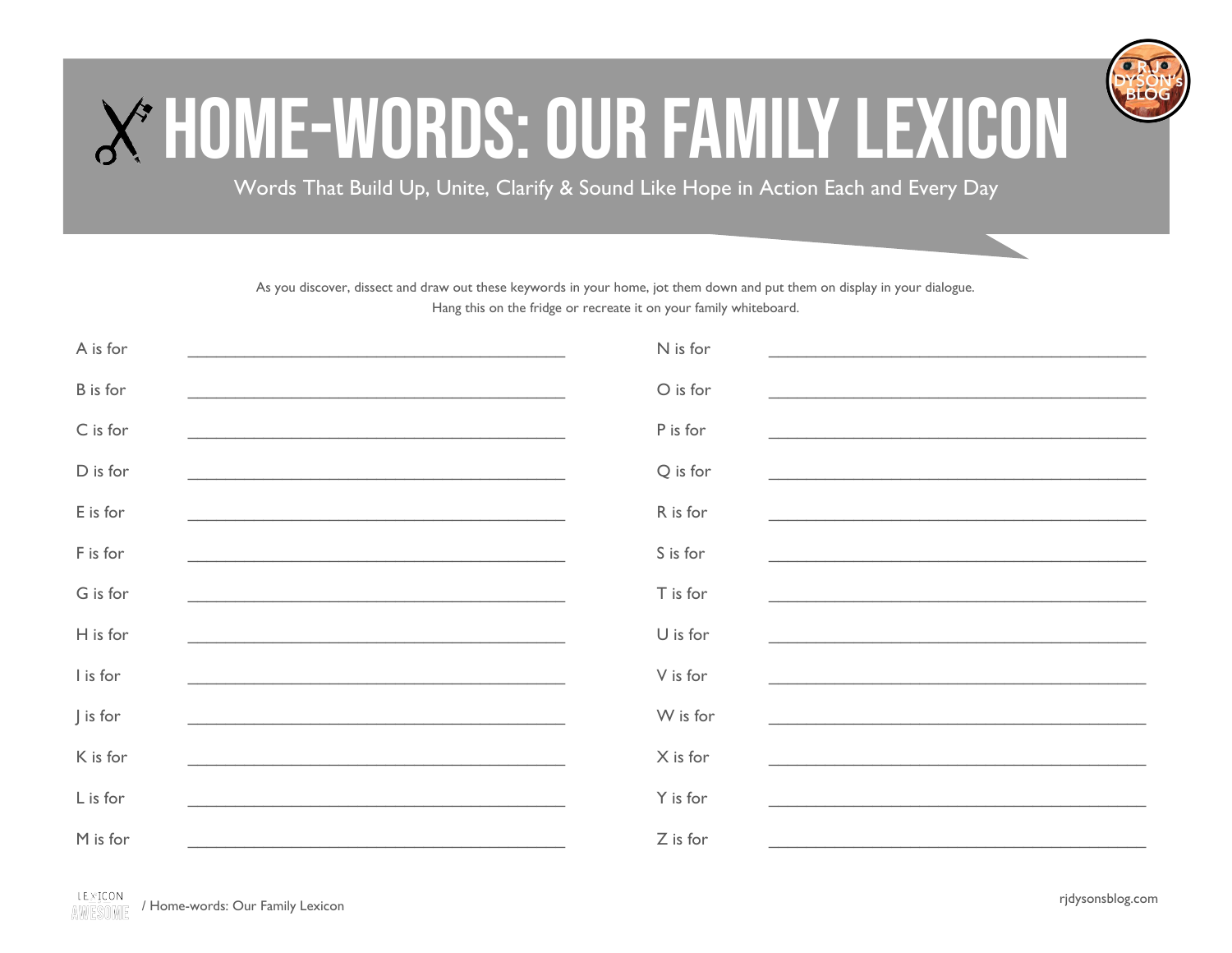# HOME-WORDS: OUR FAMILY LEXICON

Words That Build Up, Unite, Clarify & Sound Like Hope in Action Each and Every Day

As you discover, dissect and draw out these keywords in your home, jot them down and put them on display in your dialogue.
Hang this on the fridge or recreate it on your family whiteboard.

A is for ____________________________________________

B is for ____________________________________________

C is for ____________________________________________

D is for ____________________________________________

E is for ____________________________________________

F is for ____________________________________________

G is for ____________________________________________

H is for ____________________________________________

I is for ____________________________________________

J is for ____________________________________________

K is for ____________________________________________

L is for ____________________________________________

M is for ____________________________________________

N is for ____________________________________________

O is for ____________________________________________

P is for ____________________________________________

Q is for ____________________________________________

R is for ____________________________________________

S is for ____________________________________________

T is for ____________________________________________

U is for ____________________________________________

V is for ____________________________________________

W is for ____________________________________________

X is for ____________________________________________

Y is for ____________________________________________

Z is for ____________________________________________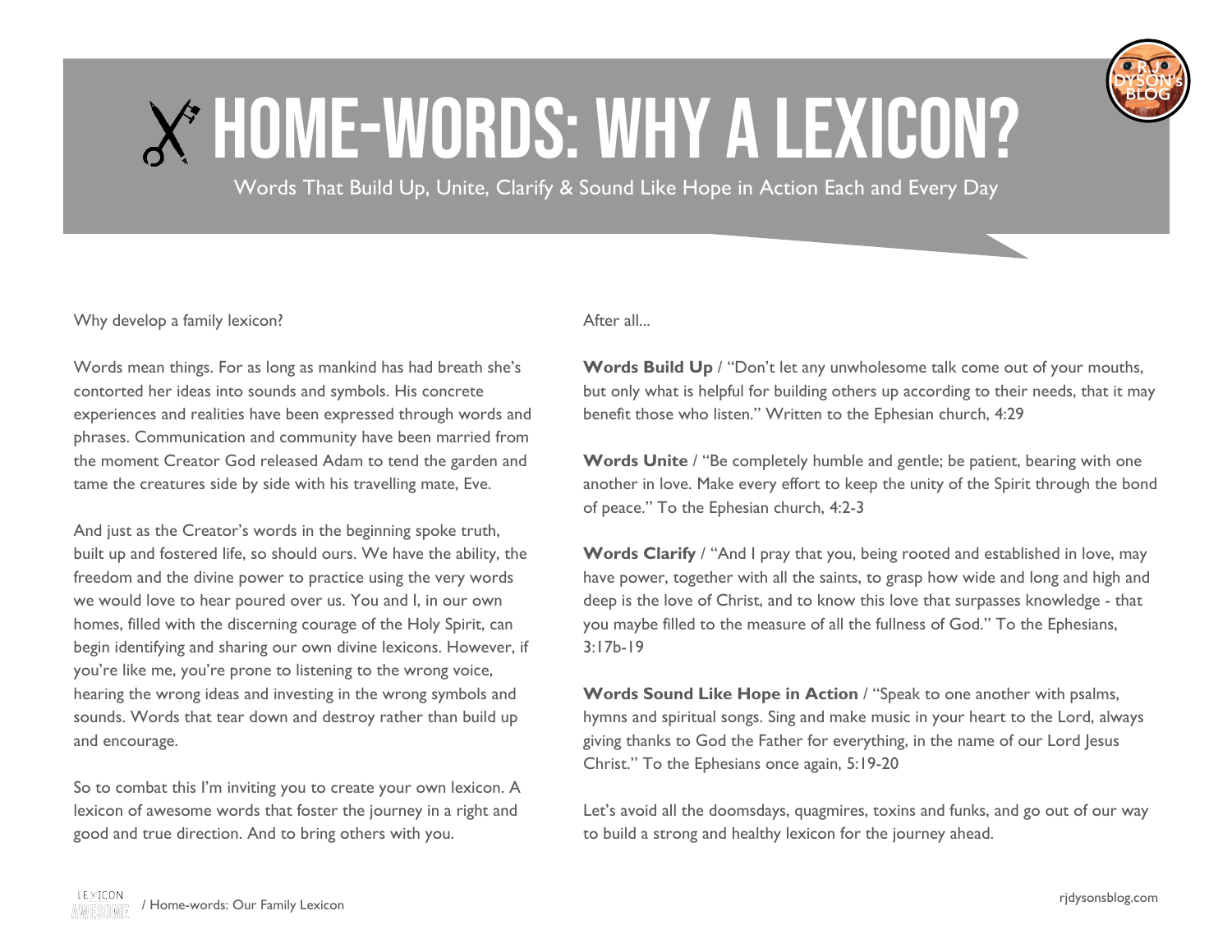# HOME-WORDS: WHY A LEXICON?

Words That Build Up, Unite, Clarify & Sound Like Hope in Action Each and Every Day

Why develop a family lexicon?

Words mean things. For as long as mankind has had breath she's contorted her ideas into sounds and symbols. His concrete experiences and realities have been expressed through words and phrases. Communication and community have been married from the moment Creator God released Adam to tend the garden and tame the creatures side by side with his travelling mate, Eve.

And just as the Creator's words in the beginning spoke truth, built up and fostered life, so should ours. We have the ability, the freedom and the divine power to practice using the very words we would love to hear poured over us. You and I, in our own homes, filled with the discerning courage of the Holy Spirit, can begin identifying and sharing our own divine lexicons. However, if you're like me, you're prone to listening to the wrong voice, hearing the wrong ideas and investing in the wrong symbols and sounds. Words that tear down and destroy rather than build up and encourage.

So to combat this I'm inviting you to create your own lexicon. A lexicon of awesome words that foster the journey in a right and good and true direction. And to bring others with you.

After all...

**Words Build Up** / "Don't let any unwholesome talk come out of your mouths, but only what is helpful for building others up according to their needs, that it may benefit those who listen." Written to the Ephesian church, 4:29

**Words Unite** / "Be completely humble and gentle; be patient, bearing with one another in love. Make every effort to keep the unity of the Spirit through the bond of peace." To the Ephesian church, 4:2-3

**Words Clarify** / "And I pray that you, being rooted and established in love, may have power, together with all the saints, to grasp how wide and long and high and deep is the love of Christ, and to know this love that surpasses knowledge - that you maybe filled to the measure of all the fullness of God." To the Ephesians, 3:17b-19

**Words Sound Like Hope in Action** / "Speak to one another with psalms, hymns and spiritual songs. Sing and make music in your heart to the Lord, always giving thanks to God the Father for everything, in the name of our Lord Jesus Christ." To the Ephesians once again, 5:19-20

Let's avoid all the doomsdays, quagmires, toxins and funks, and go out of our way to build a strong and healthy lexicon for the journey ahead.